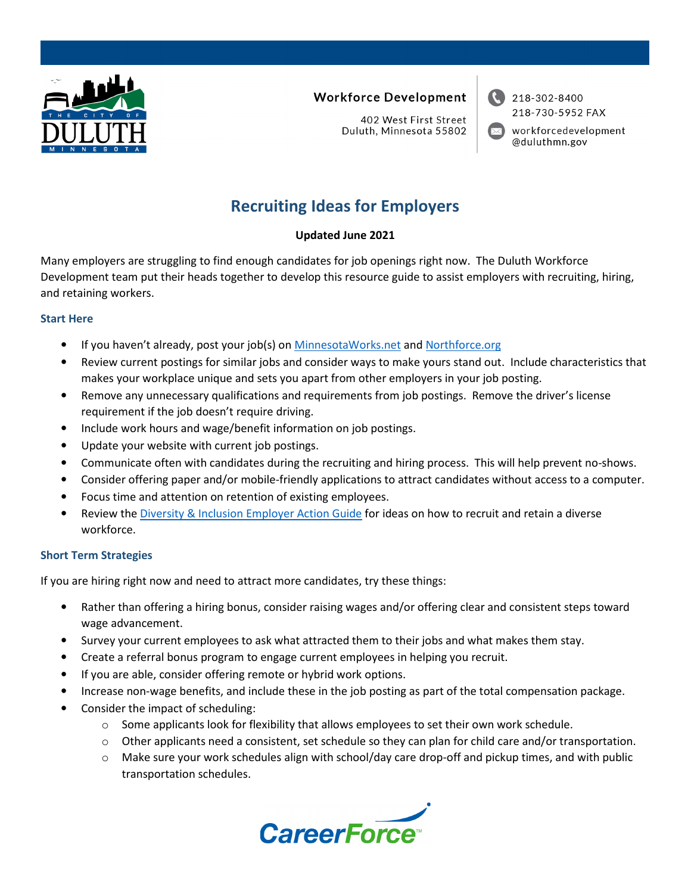Workforce Development

402 West First Street
Duluth, Minnesota 55802

218-302-8400
218-730-5952 FAX

workforcedevelopment
@duluthmn.gov

# Recruiting Ideas for Employers

**Updated June 2021**

Many employers are struggling to find enough candidates for job openings right now. The Duluth Workforce Development team put their heads together to develop this resource guide to assist employers with recruiting, hiring, and retaining workers.

## Start Here

- If you haven't already, post your job(s) on MinnesotaWorks.net and Northforce.org
- Review current postings for similar jobs and consider ways to make yours stand out. Include characteristics that makes your workplace unique and sets you apart from other employers in your job posting.
- Remove any unnecessary qualifications and requirements from job postings. Remove the driver's license requirement if the job doesn't require driving.
- Include work hours and wage/benefit information on job postings.
- Update your website with current job postings.
- Communicate often with candidates during the recruiting and hiring process. This will help prevent no-shows.
- Consider offering paper and/or mobile-friendly applications to attract candidates without access to a computer.
- Focus time and attention on retention of existing employees.
- Review the Diversity & Inclusion Employer Action Guide for ideas on how to recruit and retain a diverse workforce.

## Short Term Strategies

If you are hiring right now and need to attract more candidates, try these things:

- Rather than offering a hiring bonus, consider raising wages and/or offering clear and consistent steps toward wage advancement.
- Survey your current employees to ask what attracted them to their jobs and what makes them stay.
- Create a referral bonus program to engage current employees in helping you recruit.
- If you are able, consider offering remote or hybrid work options.
- Increase non-wage benefits, and include these in the job posting as part of the total compensation package.
- Consider the impact of scheduling:
  - Some applicants look for flexibility that allows employees to set their own work schedule.
  - Other applicants need a consistent, set schedule so they can plan for child care and/or transportation.
  - Make sure your work schedules align with school/day care drop-off and pickup times, and with public transportation schedules.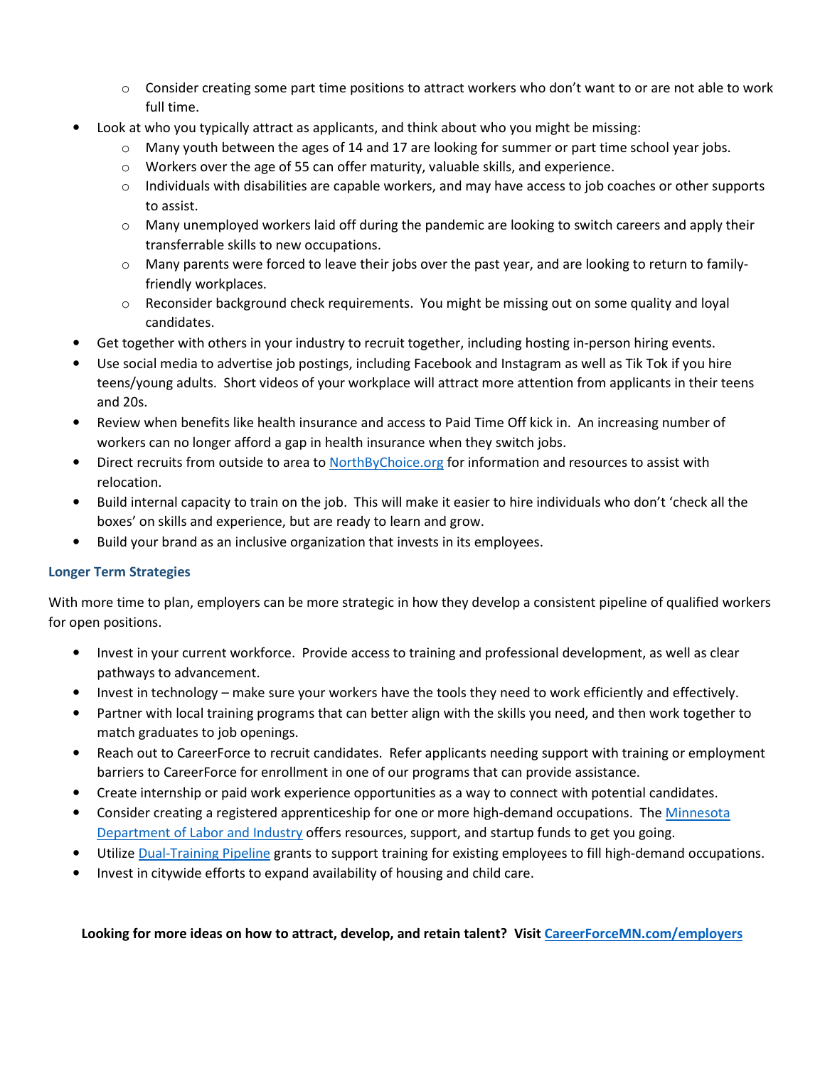- Consider creating some part time positions to attract workers who don't want to or are not able to work full time.
- Look at who you typically attract as applicants, and think about who you might be missing:
  - Many youth between the ages of 14 and 17 are looking for summer or part time school year jobs.
  - Workers over the age of 55 can offer maturity, valuable skills, and experience.
  - Individuals with disabilities are capable workers, and may have access to job coaches or other supports to assist.
  - Many unemployed workers laid off during the pandemic are looking to switch careers and apply their transferrable skills to new occupations.
  - Many parents were forced to leave their jobs over the past year, and are looking to return to family-friendly workplaces.
  - Reconsider background check requirements. You might be missing out on some quality and loyal candidates.
- Get together with others in your industry to recruit together, including hosting in-person hiring events.
- Use social media to advertise job postings, including Facebook and Instagram as well as Tik Tok if you hire teens/young adults. Short videos of your workplace will attract more attention from applicants in their teens and 20s.
- Review when benefits like health insurance and access to Paid Time Off kick in. An increasing number of workers can no longer afford a gap in health insurance when they switch jobs.
- Direct recruits from outside to area to [NorthByChoice.org](NorthByChoice.org) for information and resources to assist with relocation.
- Build internal capacity to train on the job. This will make it easier to hire individuals who don't 'check all the boxes' on skills and experience, but are ready to learn and grow.
- Build your brand as an inclusive organization that invests in its employees.

### Longer Term Strategies

With more time to plan, employers can be more strategic in how they develop a consistent pipeline of qualified workers for open positions.

- Invest in your current workforce. Provide access to training and professional development, as well as clear pathways to advancement.
- Invest in technology – make sure your workers have the tools they need to work efficiently and effectively.
- Partner with local training programs that can better align with the skills you need, and then work together to match graduates to job openings.
- Reach out to CareerForce to recruit candidates. Refer applicants needing support with training or employment barriers to CareerForce for enrollment in one of our programs that can provide assistance.
- Create internship or paid work experience opportunities as a way to connect with potential candidates.
- Consider creating a registered apprenticeship for one or more high-demand occupations. The Minnesota Department of Labor and Industry offers resources, support, and startup funds to get you going.
- Utilize Dual-Training Pipeline grants to support training for existing employees to fill high-demand occupations.
- Invest in citywide efforts to expand availability of housing and child care.

**Looking for more ideas on how to attract, develop, and retain talent? Visit [CareerForceMN.com/employers](CareerForceMN.com/employers)**